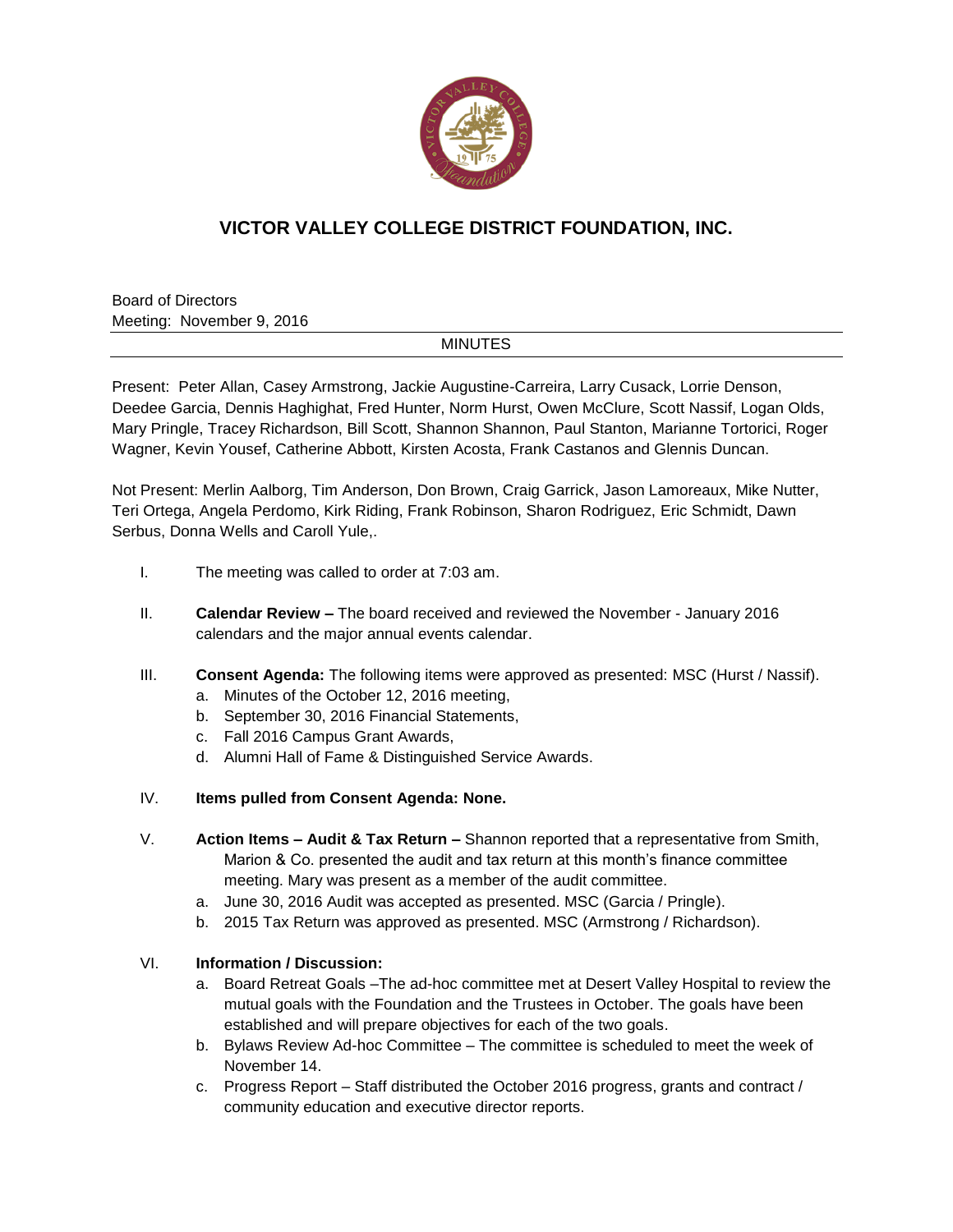# VICTOR VALLEY COLLEGE DISTRICT FOUNDATION, INC.

Board of Directors
Meeting: November 9, 2016

MINUTES

Present: Peter Allan, Casey Armstrong, Jackie Augustine-Carreira, Larry Cusack, Lorrie Denson, Deedee Garcia, Dennis Haghighat, Fred Hunter, Norm Hurst, Owen McClure, Scott Nassif, Logan Olds, Mary Pringle, Tracey Richardson, Bill Scott, Shannon Shannon, Paul Stanton, Marianne Tortorici, Roger Wagner, Kevin Yousef, Catherine Abbott, Kirsten Acosta, Frank Castanos and Glennis Duncan.

Not Present: Merlin Aalborg, Tim Anderson, Don Brown, Craig Garrick, Jason Lamoreaux, Mike Nutter, Teri Ortega, Angela Perdomo, Kirk Riding, Frank Robinson, Sharon Rodriguez, Eric Schmidt, Dawn Serbus, Donna Wells and Caroll Yule,.

I. The meeting was called to order at 7:03 am.

II. **Calendar Review –** The board received and reviewed the November - January 2016 calendars and the major annual events calendar.

III. **Consent Agenda:** The following items were approved as presented: MSC (Hurst / Nassif).
   a. Minutes of the October 12, 2016 meeting,
   b. September 30, 2016 Financial Statements,
   c. Fall 2016 Campus Grant Awards,
   d. Alumni Hall of Fame & Distinguished Service Awards.

IV. **Items pulled from Consent Agenda: None.**

V. **Action Items – Audit & Tax Return –** Shannon reported that a representative from Smith, Marion & Co. presented the audit and tax return at this month's finance committee meeting. Mary was present as a member of the audit committee.
   a. June 30, 2016 Audit was accepted as presented. MSC (Garcia / Pringle).
   b. 2015 Tax Return was approved as presented. MSC (Armstrong / Richardson).

VI. **Information / Discussion:**
   a. Board Retreat Goals –The ad-hoc committee met at Desert Valley Hospital to review the mutual goals with the Foundation and the Trustees in October. The goals have been established and will prepare objectives for each of the two goals.
   b. Bylaws Review Ad-hoc Committee – The committee is scheduled to meet the week of November 14.
   c. Progress Report – Staff distributed the October 2016 progress, grants and contract / community education and executive director reports.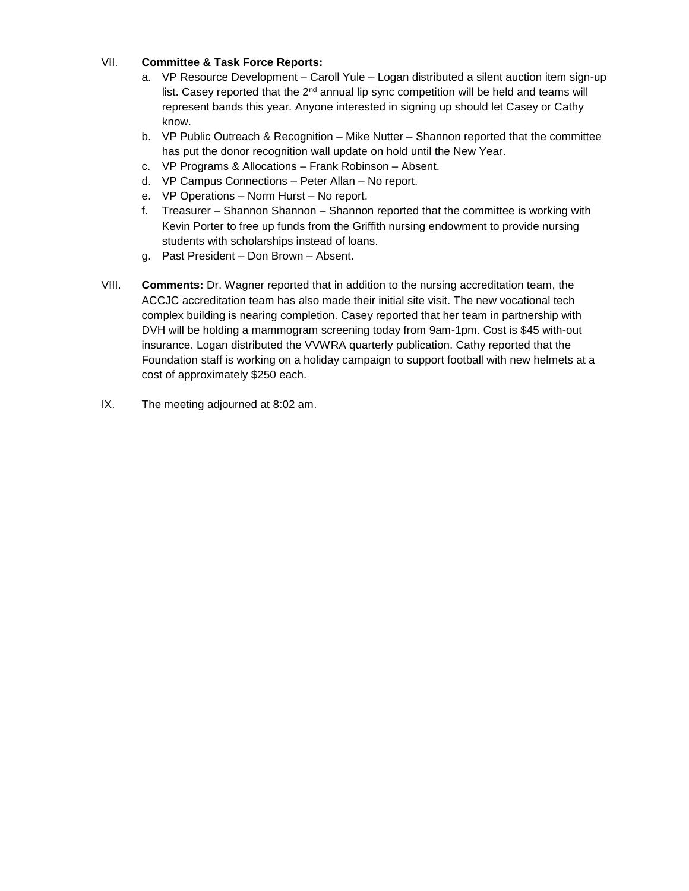VII. **Committee & Task Force Reports:**

a. VP Resource Development – Caroll Yule – Logan distributed a silent auction item sign-up list. Casey reported that the 2nd annual lip sync competition will be held and teams will represent bands this year. Anyone interested in signing up should let Casey or Cathy know.

b. VP Public Outreach & Recognition – Mike Nutter – Shannon reported that the committee has put the donor recognition wall update on hold until the New Year.

c. VP Programs & Allocations – Frank Robinson – Absent.

d. VP Campus Connections – Peter Allan – No report.

e. VP Operations – Norm Hurst – No report.

f. Treasurer – Shannon Shannon – Shannon reported that the committee is working with Kevin Porter to free up funds from the Griffith nursing endowment to provide nursing students with scholarships instead of loans.

g. Past President – Don Brown – Absent.

VIII. **Comments:** Dr. Wagner reported that in addition to the nursing accreditation team, the ACCJC accreditation team has also made their initial site visit. The new vocational tech complex building is nearing completion. Casey reported that her team in partnership with DVH will be holding a mammogram screening today from 9am-1pm. Cost is $45 with-out insurance. Logan distributed the VVWRA quarterly publication. Cathy reported that the Foundation staff is working on a holiday campaign to support football with new helmets at a cost of approximately $250 each.

IX. The meeting adjourned at 8:02 am.